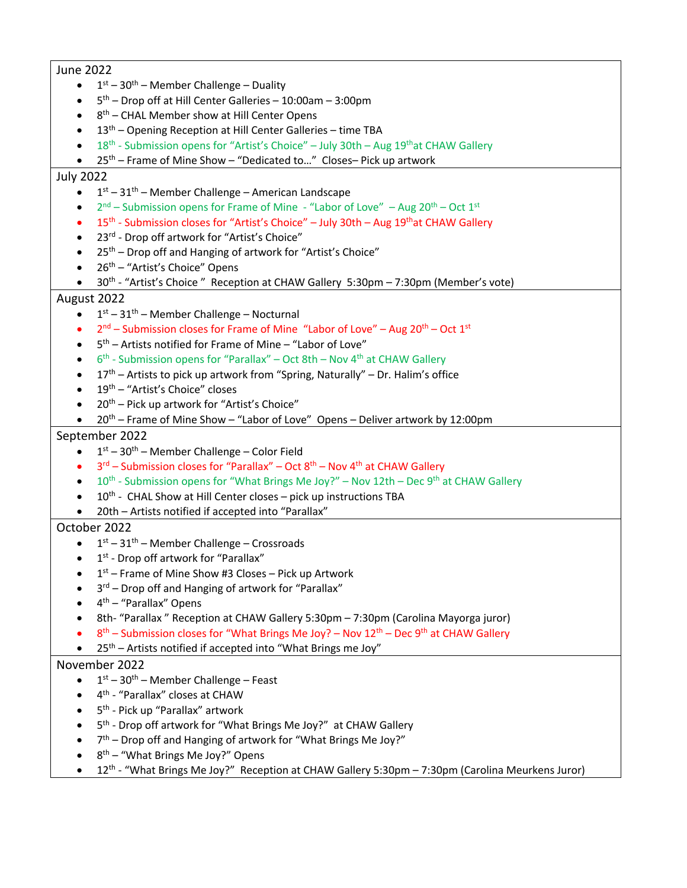## June 2022

- 1st – 30th – Member Challenge – Duality
- 5th – Drop off at Hill Center Galleries – 10:00am – 3:00pm
- 8th – CHAL Member show at Hill Center Opens
- 13th – Opening Reception at Hill Center Galleries – time TBA
- 18th - Submission opens for "Artist's Choice" – July 30th – Aug 19th at CHAW Gallery
- 25th – Frame of Mine Show – "Dedicated to…" Closes– Pick up artwork

## July 2022

- 1st – 31st – Member Challenge – American Landscape
- 2nd – Submission opens for Frame of Mine - "Labor of Love" – Aug 20th – Oct 1st
- 15th - Submission closes for "Artist's Choice" – July 30th – Aug 19th at CHAW Gallery
- 23rd - Drop off artwork for "Artist's Choice"
- 25th – Drop off and Hanging of artwork for "Artist's Choice"
- 26th – "Artist's Choice" Opens
- 30th - "Artist's Choice " Reception at CHAW Gallery 5:30pm – 7:30pm (Member's vote)

## August 2022

- 1st – 31st – Member Challenge – Nocturnal
- 2nd – Submission closes for Frame of Mine "Labor of Love" – Aug 20th – Oct 1st
- 5th – Artists notified for Frame of Mine – "Labor of Love"
- 6th - Submission opens for "Parallax" – Oct 8th – Nov 4th at CHAW Gallery
- 17th – Artists to pick up artwork from "Spring, Naturally" – Dr. Halim's office
- 19th – "Artist's Choice" closes
- 20th – Pick up artwork for "Artist's Choice"
- 20th – Frame of Mine Show – "Labor of Love" Opens – Deliver artwork by 12:00pm

## September 2022

- 1st – 30th – Member Challenge – Color Field
- 3rd – Submission closes for "Parallax" – Oct 8th – Nov 4th at CHAW Gallery
- 10th - Submission opens for "What Brings Me Joy?" – Nov 12th – Dec 9th at CHAW Gallery
- 10th - CHAL Show at Hill Center closes – pick up instructions TBA
- 20th – Artists notified if accepted into "Parallax"

## October 2022

- 1st – 31st – Member Challenge – Crossroads
- 1st - Drop off artwork for "Parallax"
- 1st – Frame of Mine Show #3 Closes – Pick up Artwork
- 3rd – Drop off and Hanging of artwork for "Parallax"
- 4th – "Parallax" Opens
- 8th- "Parallax " Reception at CHAW Gallery 5:30pm – 7:30pm (Carolina Mayorga juror)
- 8th – Submission closes for "What Brings Me Joy? – Nov 12th – Dec 9th at CHAW Gallery
- 25th – Artists notified if accepted into "What Brings me Joy"

## November 2022

- 1st – 30th – Member Challenge – Feast
- 4th - "Parallax" closes at CHAW
- 5th - Pick up "Parallax" artwork
- 5th - Drop off artwork for "What Brings Me Joy?" at CHAW Gallery
- 7th – Drop off and Hanging of artwork for "What Brings Me Joy?"
- 8th – "What Brings Me Joy?" Opens
- 12th - "What Brings Me Joy?" Reception at CHAW Gallery 5:30pm – 7:30pm (Carolina Meurkens Juror)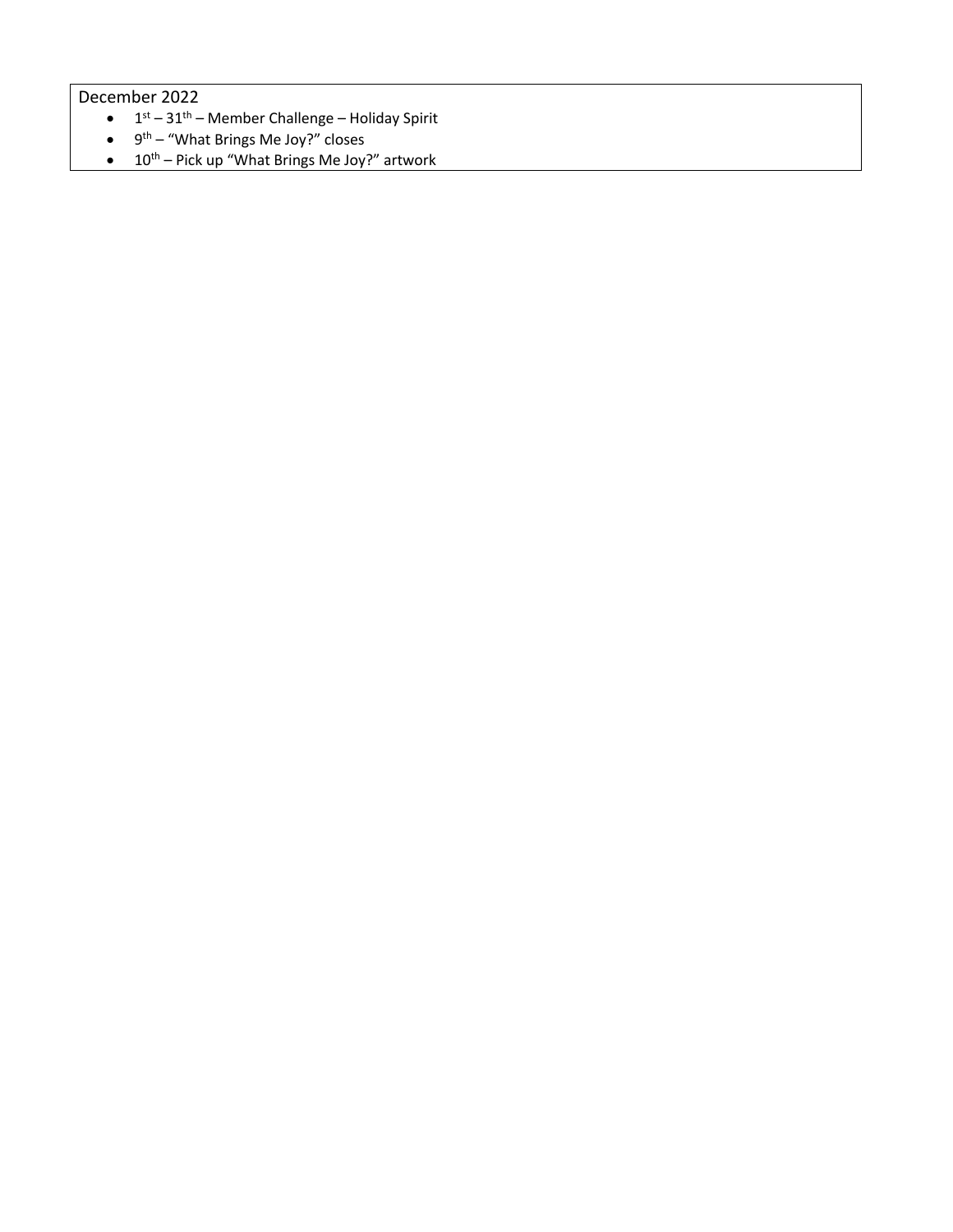December 2022

- 1st – 31st – Member Challenge – Holiday Spirit
- 9th – "What Brings Me Joy?" closes
- 10th – Pick up "What Brings Me Joy?" artwork